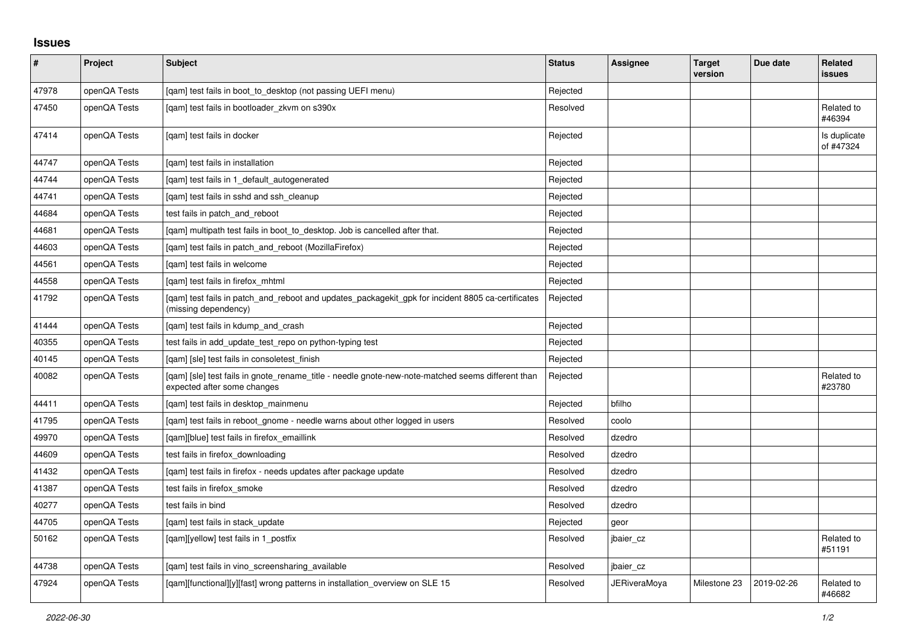## Issues

| # | Project | Subject | Status | Assignee | Target version | Due date | Related issues |
|---|---|---|---|---|---|---|---|
| 47978 | openQA Tests | [qam] test fails in boot_to_desktop (not passing UEFI menu) | Rejected | | | | |
| 47450 | openQA Tests | [qam] test fails in bootloader_zkvm on s390x | Resolved | | | | Related to #46394 |
| 47414 | openQA Tests | [qam] test fails in docker | Rejected | | | | Is duplicate of #47324 |
| 44747 | openQA Tests | [qam] test fails in installation | Rejected | | | | |
| 44744 | openQA Tests | [qam] test fails in 1_default_autogenerated | Rejected | | | | |
| 44741 | openQA Tests | [qam] test fails in sshd and ssh_cleanup | Rejected | | | | |
| 44684 | openQA Tests | test fails in patch_and_reboot | Rejected | | | | |
| 44681 | openQA Tests | [qam] multipath test fails in boot_to_desktop. Job is cancelled after that. | Rejected | | | | |
| 44603 | openQA Tests | [qam] test fails in patch_and_reboot (MozillaFirefox) | Rejected | | | | |
| 44561 | openQA Tests | [qam] test fails in welcome | Rejected | | | | |
| 44558 | openQA Tests | [qam] test fails in firefox_mhtml | Rejected | | | | |
| 41792 | openQA Tests | [qam] test fails in patch_and_reboot and updates_packagekit_gpk for incident 8805 ca-certificates (missing dependency) | Rejected | | | | |
| 41444 | openQA Tests | [qam] test fails in kdump_and_crash | Rejected | | | | |
| 40355 | openQA Tests | test fails in add_update_test_repo on python-typing test | Rejected | | | | |
| 40145 | openQA Tests | [qam] [sle] test fails in consoletest_finish | Rejected | | | | |
| 40082 | openQA Tests | [qam] [sle] test fails in gnote_rename_title - needle gnote-new-note-matched seems different than expected after some changes | Rejected | | | | Related to #23780 |
| 44411 | openQA Tests | [qam] test fails in desktop_mainmenu | Rejected | bfilho | | | |
| 41795 | openQA Tests | [qam] test fails in reboot_gnome - needle warns about other logged in users | Resolved | coolo | | | |
| 49970 | openQA Tests | [qam][blue] test fails in firefox_emaillink | Resolved | dzedro | | | |
| 44609 | openQA Tests | test fails in firefox_downloading | Resolved | dzedro | | | |
| 41432 | openQA Tests | [qam] test fails in firefox - needs updates after package update | Resolved | dzedro | | | |
| 41387 | openQA Tests | test fails in firefox_smoke | Resolved | dzedro | | | |
| 40277 | openQA Tests | test fails in bind | Resolved | dzedro | | | |
| 44705 | openQA Tests | [qam] test fails in stack_update | Rejected | geor | | | |
| 50162 | openQA Tests | [qam][yellow] test fails in 1_postfix | Resolved | jbaier_cz | | | Related to #51191 |
| 44738 | openQA Tests | [qam] test fails in vino_screensharing_available | Resolved | jbaier_cz | | | |
| 47924 | openQA Tests | [qam][functional][y][fast] wrong patterns in installation_overview on SLE 15 | Resolved | JERiveraMoya | Milestone 23 | 2019-02-26 | Related to #46682 |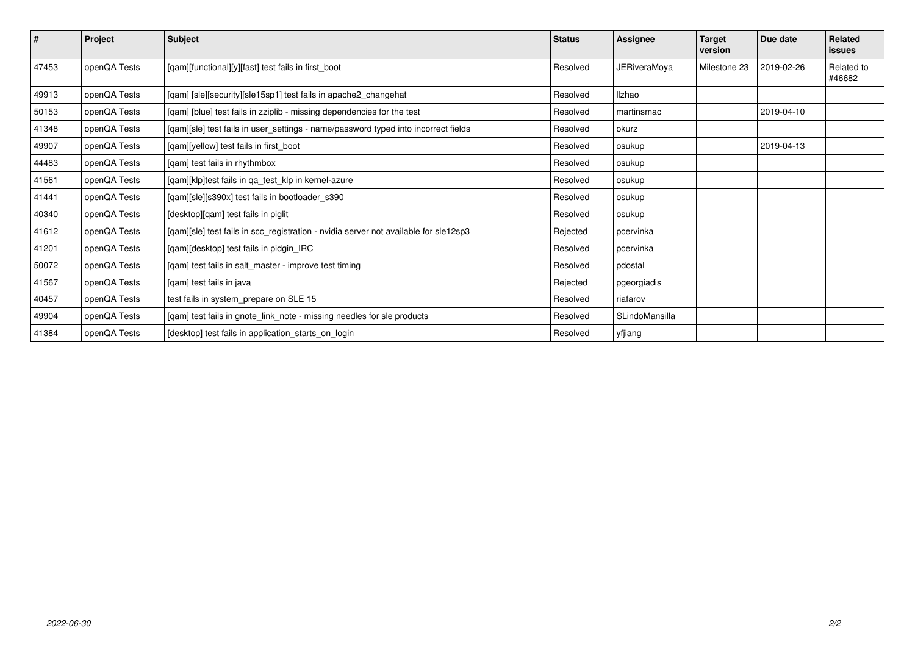| # | Project | Subject | Status | Assignee | Target version | Due date | Related issues |
|---|---|---|---|---|---|---|---|
| 47453 | openQA Tests | [qam][functional][y][fast] test fails in first_boot | Resolved | JERiveraMoya | Milestone 23 | 2019-02-26 | Related to #46682 |
| 49913 | openQA Tests | [qam] [sle][security][sle15sp1] test fails in apache2_changehat | Resolved | llzhao | | | |
| 50153 | openQA Tests | [qam] [blue] test fails in zziplib - missing dependencies for the test | Resolved | martinsmac | | 2019-04-10 | |
| 41348 | openQA Tests | [qam][sle] test fails in user_settings - name/password typed into incorrect fields | Resolved | okurz | | | |
| 49907 | openQA Tests | [qam][yellow] test fails in first_boot | Resolved | osukup | | 2019-04-13 | |
| 44483 | openQA Tests | [qam] test fails in rhythmbox | Resolved | osukup | | | |
| 41561 | openQA Tests | [qam][klp]test fails in qa_test_klp in kernel-azure | Resolved | osukup | | | |
| 41441 | openQA Tests | [qam][sle][s390x] test fails in bootloader_s390 | Resolved | osukup | | | |
| 40340 | openQA Tests | [desktop][qam] test fails in piglit | Resolved | osukup | | | |
| 41612 | openQA Tests | [qam][sle] test fails in scc_registration - nvidia server not available for sle12sp3 | Rejected | pcervinka | | | |
| 41201 | openQA Tests | [qam][desktop] test fails in pidgin_IRC | Resolved | pcervinka | | | |
| 50072 | openQA Tests | [qam] test fails in salt_master - improve test timing | Resolved | pdostal | | | |
| 41567 | openQA Tests | [qam] test fails in java | Rejected | pgeorgiadis | | | |
| 40457 | openQA Tests | test fails in system_prepare on SLE 15 | Resolved | riafarov | | | |
| 49904 | openQA Tests | [qam] test fails in gnote_link_note - missing needles for sle products | Resolved | SLindoMansilla | | | |
| 41384 | openQA Tests | [desktop] test fails in application_starts_on_login | Resolved | yfjiang | | | |